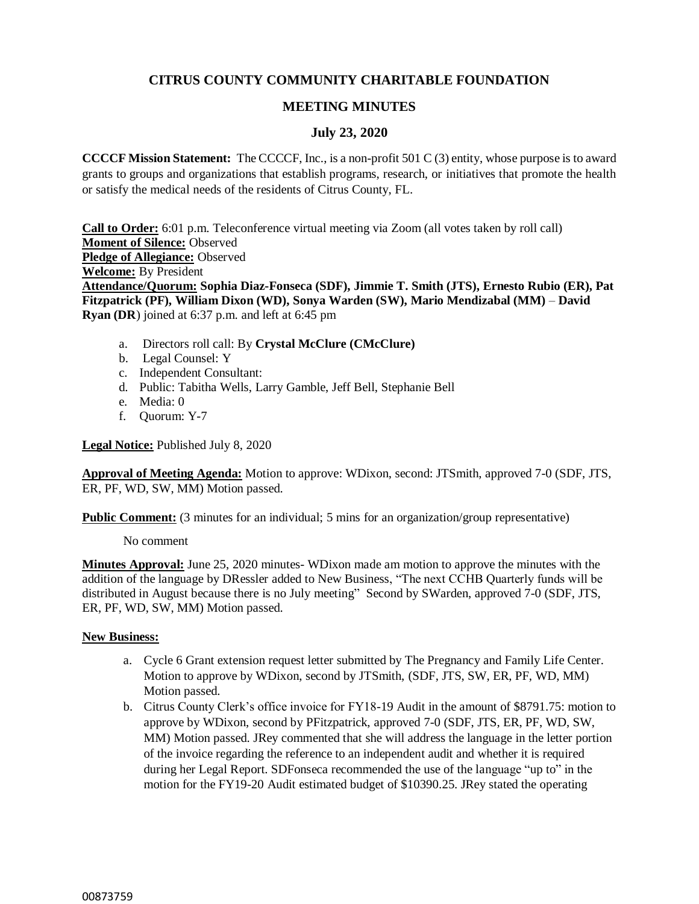# CITRUS COUNTY COMMUNITY CHARITABLE FOUNDATION

## MEETING MINUTES

### July 23, 2020

**CCCCF Mission Statement:** The CCCCF, Inc., is a non-profit 501 C (3) entity, whose purpose is to award grants to groups and organizations that establish programs, research, or initiatives that promote the health or satisfy the medical needs of the residents of Citrus County, FL.

**Call to Order:** 6:01 p.m. Teleconference virtual meeting via Zoom (all votes taken by roll call)
**Moment of Silence:** Observed
**Pledge of Allegiance:** Observed
**Welcome:** By President
**Attendance/Quorum: Sophia Diaz-Fonseca (SDF), Jimmie T. Smith (JTS), Ernesto Rubio (ER), Pat Fitzpatrick (PF), William Dixon (WD), Sonya Warden (SW), Mario Mendizabal (MM)** – **David Ryan (DR**) joined at 6:37 p.m. and left at 6:45 pm

a. Directors roll call: By **Crystal McClure (CMcClure)**
b. Legal Counsel: Y
c. Independent Consultant:
d. Public: Tabitha Wells, Larry Gamble, Jeff Bell, Stephanie Bell
e. Media: 0
f. Quorum: Y-7

**Legal Notice:** Published July 8, 2020

**Approval of Meeting Agenda:** Motion to approve: WDixon, second: JTSmith, approved 7-0 (SDF, JTS, ER, PF, WD, SW, MM) Motion passed.

**Public Comment:** (3 minutes for an individual; 5 mins for an organization/group representative)

No comment

**Minutes Approval:** June 25, 2020 minutes- WDixon made am motion to approve the minutes with the addition of the language by DRessler added to New Business, "The next CCHB Quarterly funds will be distributed in August because there is no July meeting" Second by SWarden, approved 7-0 (SDF, JTS, ER, PF, WD, SW, MM) Motion passed.

**New Business:**

a. Cycle 6 Grant extension request letter submitted by The Pregnancy and Family Life Center. Motion to approve by WDixon, second by JTSmith, (SDF, JTS, SW, ER, PF, WD, MM) Motion passed.
b. Citrus County Clerk's office invoice for FY18-19 Audit in the amount of $8791.75: motion to approve by WDixon, second by PFitzpatrick, approved 7-0 (SDF, JTS, ER, PF, WD, SW, MM) Motion passed. JRey commented that she will address the language in the letter portion of the invoice regarding the reference to an independent audit and whether it is required during her Legal Report. SDFonseca recommended the use of the language "up to" in the motion for the FY19-20 Audit estimated budget of $10390.25. JRey stated the operating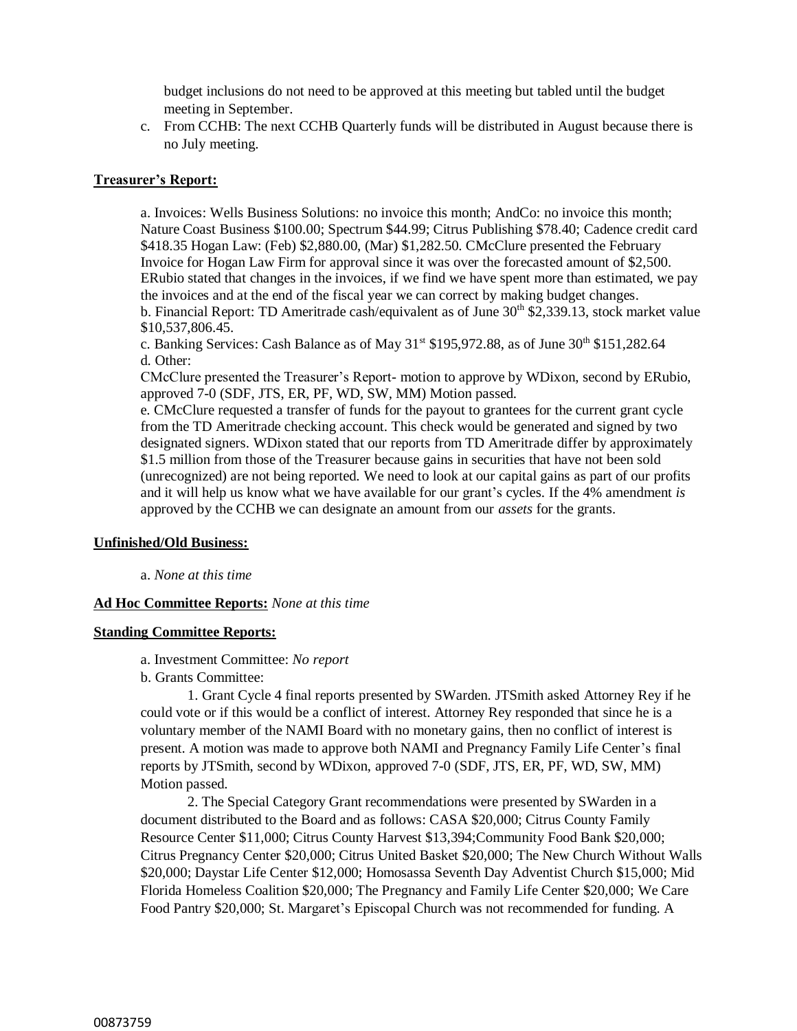budget inclusions do not need to be approved at this meeting but tabled until the budget meeting in September.

c. From CCHB: The next CCHB Quarterly funds will be distributed in August because there is no July meeting.

**Treasurer's Report:**

a. Invoices: Wells Business Solutions: no invoice this month; AndCo: no invoice this month; Nature Coast Business $100.00; Spectrum $44.99; Citrus Publishing $78.40; Cadence credit card $418.35 Hogan Law: (Feb) $2,880.00, (Mar) $1,282.50. CMcClure presented the February Invoice for Hogan Law Firm for approval since it was over the forecasted amount of $2,500. ERubio stated that changes in the invoices, if we find we have spent more than estimated, we pay the invoices and at the end of the fiscal year we can correct by making budget changes.

b. Financial Report: TD Ameritrade cash/equivalent as of June 30th $2,339.13, stock market value $10,537,806.45.

c. Banking Services: Cash Balance as of May 31st $195,972.88, as of June 30th $151,282.64

d. Other:

CMcClure presented the Treasurer's Report- motion to approve by WDixon, second by ERubio, approved 7-0 (SDF, JTS, ER, PF, WD, SW, MM) Motion passed.

e. CMcClure requested a transfer of funds for the payout to grantees for the current grant cycle from the TD Ameritrade checking account. This check would be generated and signed by two designated signers. WDixon stated that our reports from TD Ameritrade differ by approximately $1.5 million from those of the Treasurer because gains in securities that have not been sold (unrecognized) are not being reported. We need to look at our capital gains as part of our profits and it will help us know what we have available for our grant's cycles. If the 4% amendment *is* approved by the CCHB we can designate an amount from our *assets* for the grants.

**Unfinished/Old Business:**

a. *None at this time*

**Ad Hoc Committee Reports:** *None at this time*

**Standing Committee Reports:**

a. Investment Committee: *No report*

b. Grants Committee:

1. Grant Cycle 4 final reports presented by SWarden. JTSmith asked Attorney Rey if he could vote or if this would be a conflict of interest. Attorney Rey responded that since he is a voluntary member of the NAMI Board with no monetary gains, then no conflict of interest is present. A motion was made to approve both NAMI and Pregnancy Family Life Center's final reports by JTSmith, second by WDixon, approved 7-0 (SDF, JTS, ER, PF, WD, SW, MM) Motion passed.

2. The Special Category Grant recommendations were presented by SWarden in a document distributed to the Board and as follows: CASA $20,000; Citrus County Family Resource Center $11,000; Citrus County Harvest $13,394;Community Food Bank $20,000; Citrus Pregnancy Center $20,000; Citrus United Basket $20,000; The New Church Without Walls $20,000; Daystar Life Center $12,000; Homosassa Seventh Day Adventist Church $15,000; Mid Florida Homeless Coalition $20,000; The Pregnancy and Family Life Center $20,000; We Care Food Pantry $20,000; St. Margaret's Episcopal Church was not recommended for funding. A

00873759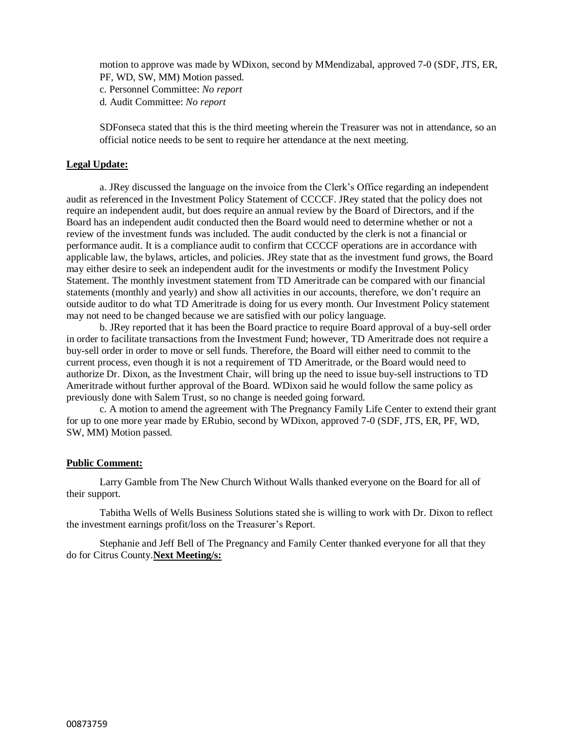motion to approve was made by WDixon, second by MMendizabal, approved 7-0 (SDF, JTS, ER, PF, WD, SW, MM) Motion passed.

c. Personnel Committee: *No report*

d. Audit Committee: *No report*

SDFonseca stated that this is the third meeting wherein the Treasurer was not in attendance, so an official notice needs to be sent to require her attendance at the next meeting.

**Legal Update:**

a. JRey discussed the language on the invoice from the Clerk's Office regarding an independent audit as referenced in the Investment Policy Statement of CCCCF. JRey stated that the policy does not require an independent audit, but does require an annual review by the Board of Directors, and if the Board has an independent audit conducted then the Board would need to determine whether or not a review of the investment funds was included. The audit conducted by the clerk is not a financial or performance audit. It is a compliance audit to confirm that CCCCF operations are in accordance with applicable law, the bylaws, articles, and policies. JRey state that as the investment fund grows, the Board may either desire to seek an independent audit for the investments or modify the Investment Policy Statement. The monthly investment statement from TD Ameritrade can be compared with our financial statements (monthly and yearly) and show all activities in our accounts, therefore, we don't require an outside auditor to do what TD Ameritrade is doing for us every month. Our Investment Policy statement may not need to be changed because we are satisfied with our policy language.

b. JRey reported that it has been the Board practice to require Board approval of a buy-sell order in order to facilitate transactions from the Investment Fund; however, TD Ameritrade does not require a buy-sell order in order to move or sell funds. Therefore, the Board will either need to commit to the current process, even though it is not a requirement of TD Ameritrade, or the Board would need to authorize Dr. Dixon, as the Investment Chair, will bring up the need to issue buy-sell instructions to TD Ameritrade without further approval of the Board. WDixon said he would follow the same policy as previously done with Salem Trust, so no change is needed going forward.

c. A motion to amend the agreement with The Pregnancy Family Life Center to extend their grant for up to one more year made by ERubio, second by WDixon, approved 7-0 (SDF, JTS, ER, PF, WD, SW, MM) Motion passed.

**Public Comment:**

Larry Gamble from The New Church Without Walls thanked everyone on the Board for all of their support.

Tabitha Wells of Wells Business Solutions stated she is willing to work with Dr. Dixon to reflect the investment earnings profit/loss on the Treasurer's Report.

Stephanie and Jeff Bell of The Pregnancy and Family Center thanked everyone for all that they do for Citrus County.

**Next Meeting/s:**

00873759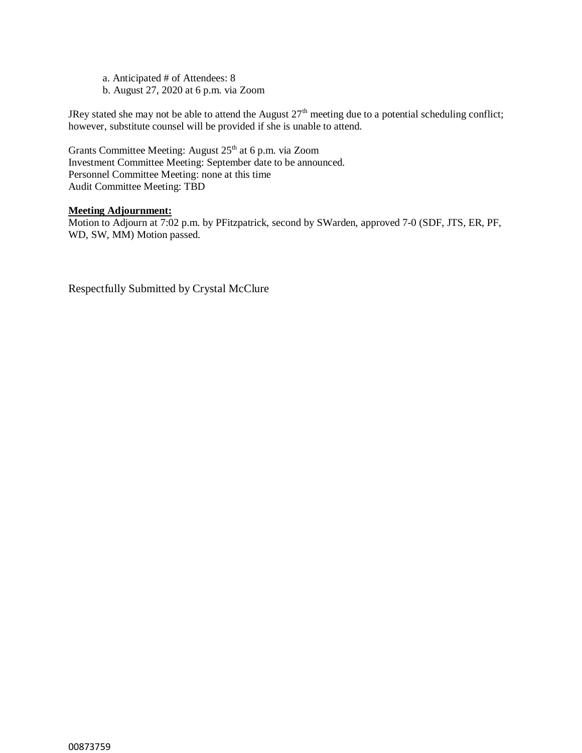a. Anticipated # of Attendees: 8
b. August 27, 2020 at 6 p.m. via Zoom

JRey stated she may not be able to attend the August 27th meeting due to a potential scheduling conflict; however, substitute counsel will be provided if she is unable to attend.

Grants Committee Meeting: August 25th at 6 p.m. via Zoom
Investment Committee Meeting: September date to be announced.
Personnel Committee Meeting: none at this time
Audit Committee Meeting: TBD

**Meeting Adjournment:**
Motion to Adjourn at 7:02 p.m. by PFitzpatrick, second by SWarden, approved 7-0 (SDF, JTS, ER, PF, WD, SW, MM) Motion passed.

Respectfully Submitted by Crystal McClure

00873759